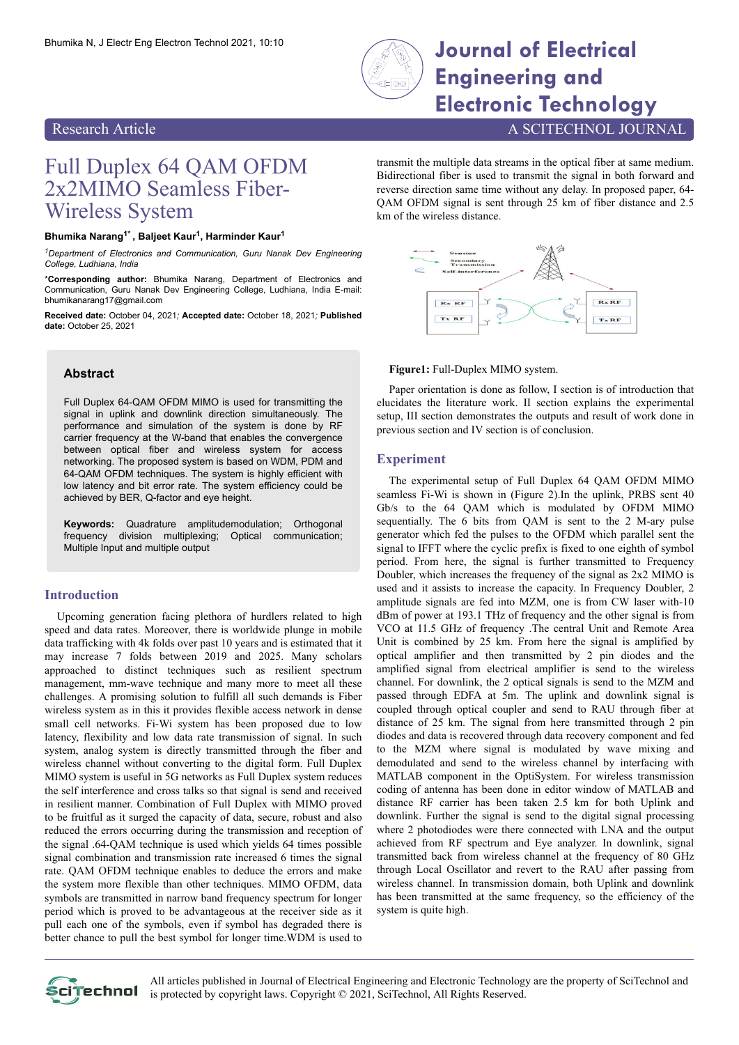Research Article

# Full Duplex 64 QAM OFDM 2x2MIMO Seamless Fiber-Wireless System

**Bhumika Narang[1*], Baljeet Kaur[1], Harminder Kaur[1]**

[1]*Department of Electronics and Communication, Guru Nanak Dev Engineering College, Ludhiana, India*

***Corresponding author:** Bhumika Narang, Department of Electronics and Communication, Guru Nanak Dev Engineering College, Ludhiana, India E-mail: bhumikanarang17@gmail.com

**Received date:** October 04, 2021; **Accepted date:** October 18, 2021; **Published date:** October 25, 2021

## Abstract

Full Duplex 64-QAM OFDM MIMO is used for transmitting the signal in uplink and downlink direction simultaneously. The performance and simulation of the system is done by RF carrier frequency at the W-band that enables the convergence between optical fiber and wireless system for access networking. The proposed system is based on WDM, PDM and 64-QAM OFDM techniques. The system is highly efficient with low latency and bit error rate. The system efficiency could be achieved by BER, Q-factor and eye height.

**Keywords:** Quadrature amplitudemodulation; Orthogonal frequency division multiplexing; Optical communication; Multiple Input and multiple output

## Introduction

Upcoming generation facing plethora of hurdlers related to high speed and data rates. Moreover, there is worldwide plunge in mobile data trafficking with 4k folds over past 10 years and is estimated that it may increase 7 folds between 2019 and 2025. Many scholars approached to distinct techniques such as resilient spectrum management, mm-wave technique and many more to meet all these challenges. A promising solution to fulfill all such demands is Fiber wireless system as in this it provides flexible access network in dense small cell networks. Fi-Wi system has been proposed due to low latency, flexibility and low data rate transmission of signal. In such system, analog system is directly transmitted through the fiber and wireless channel without converting to the digital form. Full Duplex MIMO system is useful in 5G networks as Full Duplex system reduces the self interference and cross talks so that signal is send and received in resilient manner. Combination of Full Duplex with MIMO proved to be fruitful as it surged the capacity of data, secure, robust and also reduced the errors occurring during the transmission and reception of the signal .64-QAM technique is used which yields 64 times possible signal combination and transmission rate increased 6 times the signal rate. QAM OFDM technique enables to deduce the errors and make the system more flexible than other techniques. MIMO OFDM, data symbols are transmitted in narrow band frequency spectrum for longer period which is proved to be advantageous at the receiver side as it pull each one of the symbols, even if symbol has degraded there is better chance to pull the best symbol for longer time.WDM is used to transmit the multiple data streams in the optical fiber at same medium. Bidirectional fiber is used to transmit the signal in both forward and reverse direction same time without any delay. In proposed paper, 64-QAM OFDM signal is sent through 25 km of fiber distance and 2.5 km of the wireless distance.

**Figure1:** Full-Duplex MIMO system.

Paper orientation is done as follow, I section is of introduction that elucidates the literature work. II section explains the experimental setup, III section demonstrates the outputs and result of work done in previous section and IV section is of conclusion.

## Experiment

The experimental setup of Full Duplex 64 QAM OFDM MIMO seamless Fi-Wi is shown in (Figure 2).In the uplink, PRBS sent 40 Gb/s to the 64 QAM which is modulated by OFDM MIMO sequentially. The 6 bits from QAM is sent to the 2 M-ary pulse generator which fed the pulses to the OFDM which parallel sent the signal to IFFT where the cyclic prefix is fixed to one eighth of symbol period. From here, the signal is further transmitted to Frequency Doubler, which increases the frequency of the signal as 2x2 MIMO is used and it assists to increase the capacity. In Frequency Doubler, 2 amplitude signals are fed into MZM, one is from CW laser with-10 dBm of power at 193.1 THz of frequency and the other signal is from VCO at 11.5 GHz of frequency .The central Unit and Remote Area Unit is combined by 25 km. From here the signal is amplified by optical amplifier and then transmitted by 2 pin diodes and the amplified signal from electrical amplifier is send to the wireless channel. For downlink, the 2 optical signals is send to the MZM and passed through EDFA at 5m. The uplink and downlink signal is coupled through optical coupler and send to RAU through fiber at distance of 25 km. The signal from here transmitted through 2 pin diodes and data is recovered through data recovery component and fed to the MZM where signal is modulated by wave mixing and demodulated and send to the wireless channel by interfacing with MATLAB component in the OptiSystem. For wireless transmission coding of antenna has been done in editor window of MATLAB and distance RF carrier has been taken 2.5 km for both Uplink and downlink. Further the signal is send to the digital signal processing where 2 photodiodes were there connected with LNA and the output achieved from RF spectrum and Eye analyzer. In downlink, signal transmitted back from wireless channel at the frequency of 80 GHz through Local Oscillator and revert to the RAU after passing from wireless channel. In transmission domain, both Uplink and downlink has been transmitted at the same frequency, so the efficiency of the system is quite high.

All articles published in Journal of Electrical Engineering and Electronic Technology are the property of SciTechnol and is protected by copyright laws. Copyright © 2021, SciTechnol, All Rights Reserved.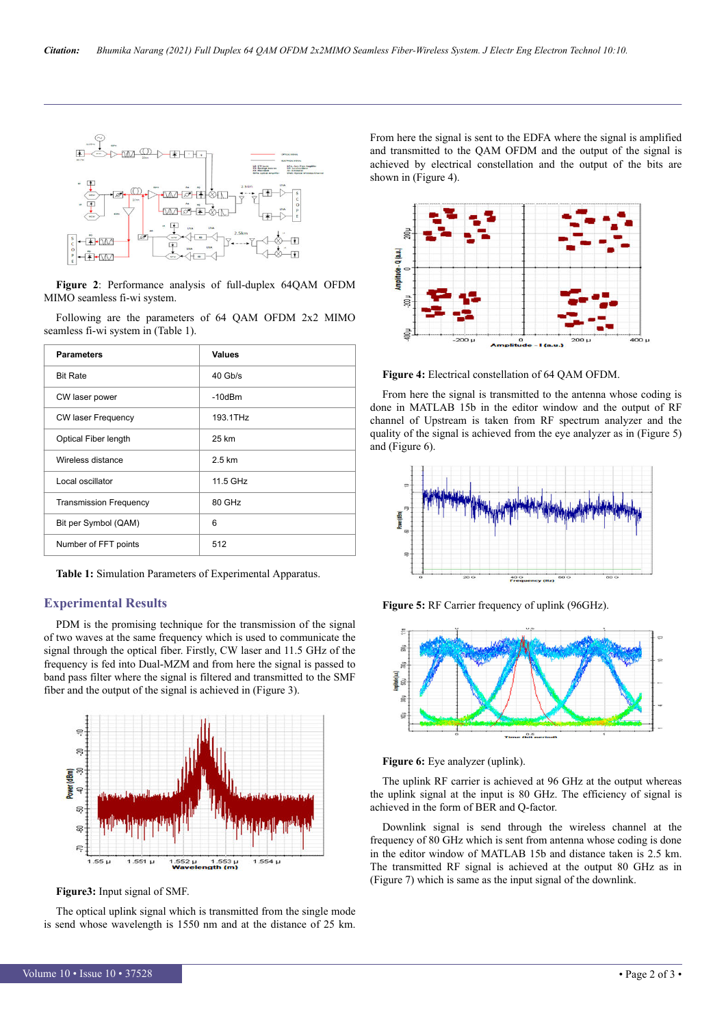**Figure 2**: Performance analysis of full-duplex 64QAM OFDM MIMO seamless fi-wi system.

Following are the parameters of 64 QAM OFDM 2x2 MIMO seamless fi-wi system in (Table 1).

| Parameters | Values |
|---|---|
| Bit Rate | 40 Gb/s |
| CW laser power | -10dBm |
| CW laser Frequency | 193.1THz |
| Optical Fiber length | 25 km |
| Wireless distance | 2.5 km |
| Local oscillator | 11.5 GHz |
| Transmission Frequency | 80 GHz |
| Bit per Symbol (QAM) | 6 |
| Number of FFT points | 512 |

**Table 1:** Simulation Parameters of Experimental Apparatus.

## Experimental Results

PDM is the promising technique for the transmission of the signal of two waves at the same frequency which is used to communicate the signal through the optical fiber. Firstly, CW laser and 11.5 GHz of the frequency is fed into Dual-MZM and from here the signal is passed to band pass filter where the signal is filtered and transmitted to the SMF fiber and the output of the signal is achieved in (Figure 3).

**Figure3:** Input signal of SMF.

The optical uplink signal which is transmitted from the single mode is send whose wavelength is 1550 nm and at the distance of 25 km. From here the signal is sent to the EDFA where the signal is amplified and transmitted to the QAM OFDM and the output of the signal is achieved by electrical constellation and the output of the bits are shown in (Figure 4).

**Figure 4:** Electrical constellation of 64 QAM OFDM.

From here the signal is transmitted to the antenna whose coding is done in MATLAB 15b in the editor window and the output of RF channel of Upstream is taken from RF spectrum analyzer and the quality of the signal is achieved from the eye analyzer as in (Figure 5) and (Figure 6).

**Figure 5:** RF Carrier frequency of uplink (96GHz).

**Figure 6:** Eye analyzer (uplink).

The uplink RF carrier is achieved at 96 GHz at the output whereas the uplink signal at the input is 80 GHz. The efficiency of signal is achieved in the form of BER and Q-factor.

Downlink signal is send through the wireless channel at the frequency of 80 GHz which is sent from antenna whose coding is done in the editor window of MATLAB 15b and distance taken is 2.5 km. The transmitted RF signal is achieved at the output 80 GHz as in (Figure 7) which is same as the input signal of the downlink.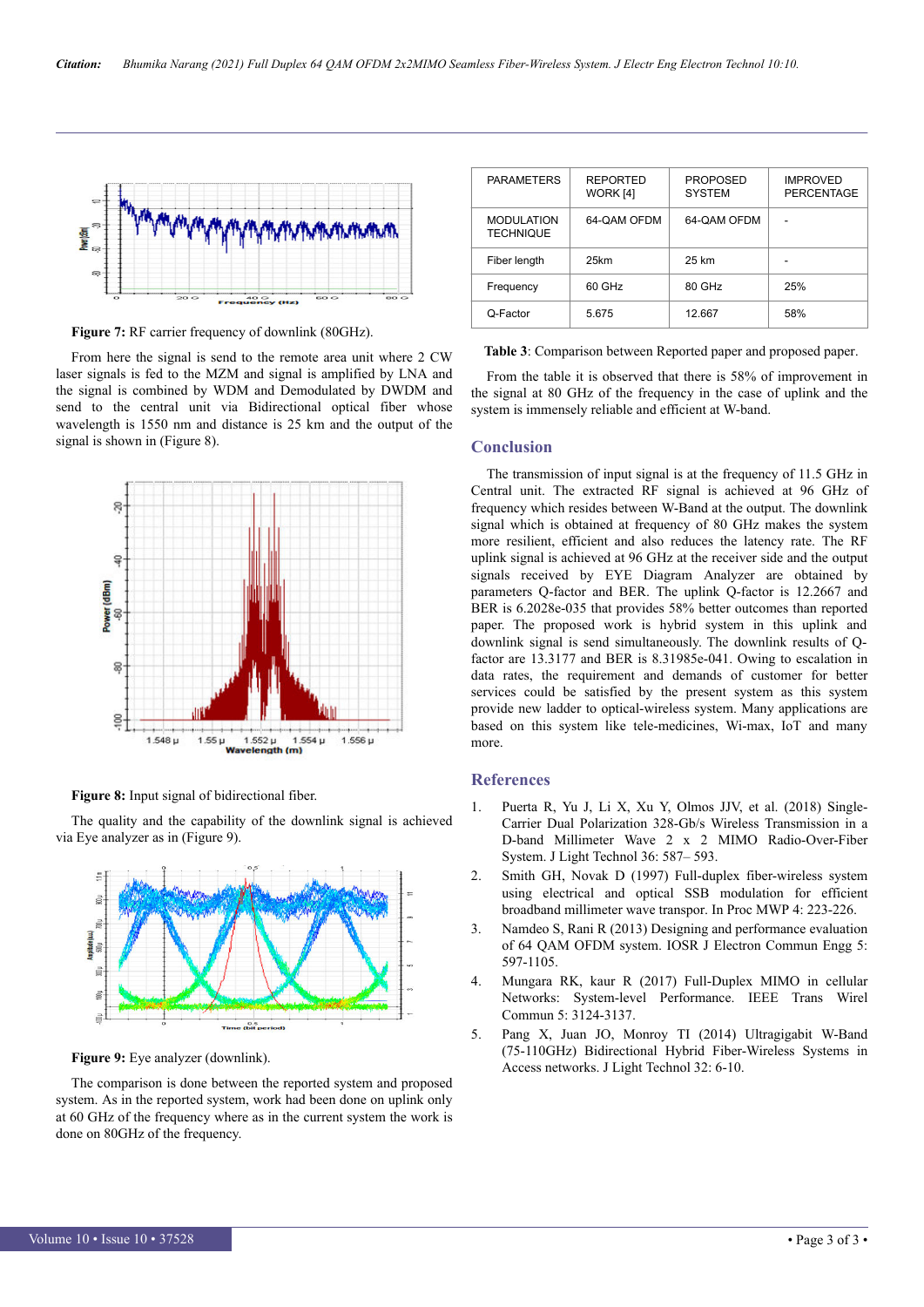Figure 7: RF carrier frequency of downlink (80GHz).

From here the signal is send to the remote area unit where 2 CW laser signals is fed to the MZM and signal is amplified by LNA and the signal is combined by WDM and Demodulated by DWDM and send to the central unit via Bidirectional optical fiber whose wavelength is 1550 nm and distance is 25 km and the output of the signal is shown in (Figure 8).

Power (dBm)
-20
-40
-60
-80
-100
1.548 µ
1.55 µ
1.552 µ
1.554 µ
1.556 µ
Wavelength (m)

Figure 8: Input signal of bidirectional fiber.

The quality and the capability of the downlink signal is achieved via Eye analyzer as in (Figure 9).

Figure 9: Eye analyzer (downlink).

The comparison is done between the reported system and proposed system. As in the reported system, work had been done on uplink only at 60 GHz of the frequency where as in the current system the work is done on 80GHz of the frequency.

| PARAMETERS | REPORTED WORK [4] | PROPOSED SYSTEM | IMPROVED PERCENTAGE |
|---|---|---|---|
| MODULATION TECHNIQUE | 64-QAM OFDM | 64-QAM OFDM | - |
| Fiber length | 25km | 25 km | - |
| Frequency | 60 GHz | 80 GHz | 25% |
| Q-Factor | 5.675 | 12.667 | 58% |

**Table 3**: Comparison between Reported paper and proposed paper.

From the table it is observed that there is 58% of improvement in the signal at 80 GHz of the frequency in the case of uplink and the system is immensely reliable and efficient at W-band.

## Conclusion

The transmission of input signal is at the frequency of 11.5 GHz in Central unit. The extracted RF signal is achieved at 96 GHz of frequency which resides between W-Band at the output. The downlink signal which is obtained at frequency of 80 GHz makes the system more resilient, efficient and also reduces the latency rate. The RF uplink signal is achieved at 96 GHz at the receiver side and the output signals received by EYE Diagram Analyzer are obtained by parameters Q-factor and BER. The uplink Q-factor is 12.2667 and BER is 6.2028e-035 that provides 58% better outcomes than reported paper. The proposed work is hybrid system in this uplink and downlink signal is send simultaneously. The downlink results of Q-factor are 13.3177 and BER is 8.31985e-041. Owing to escalation in data rates, the requirement and demands of customer for better services could be satisfied by the present system as this system provide new ladder to optical-wireless system. Many applications are based on this system like tele-medicines, Wi-max, IoT and many more.

## References

1. Puerta R, Yu J, Li X, Xu Y, Olmos JJV, et al. (2018) Single-Carrier Dual Polarization 328-Gb/s Wireless Transmission in a D-band Millimeter Wave 2 x 2 MIMO Radio-Over-Fiber System. J Light Technol 36: 587– 593.
2. Smith GH, Novak D (1997) Full-duplex fiber-wireless system using electrical and optical SSB modulation for efficient broadband millimeter wave transpor. In Proc MWP 4: 223-226.
3. Namdeo S, Rani R (2013) Designing and performance evaluation of 64 QAM OFDM system. IOSR J Electron Commun Engg 5: 597-1105.
4. Mungara RK, kaur R (2017) Full-Duplex MIMO in cellular Networks: System-level Performance. IEEE Trans Wirel Commun 5: 3124-3137.
5. Pang X, Juan JO, Monroy TI (2014) Ultragigabit W-Band (75-110GHz) Bidirectional Hybrid Fiber-Wireless Systems in Access networks. J Light Technol 32: 6-10.